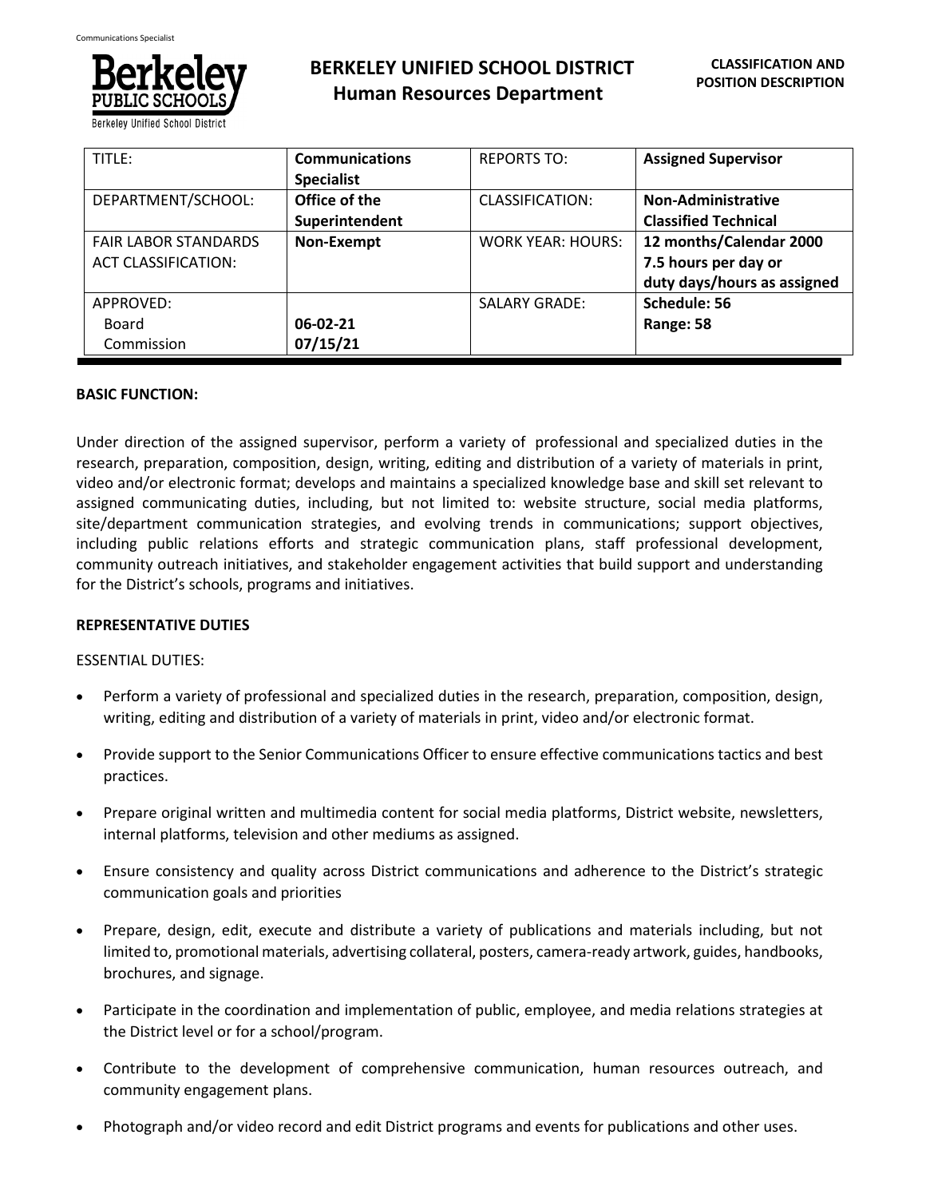**BERKELEY UNIFIED SCHOOL DISTRICT**
**Human Resources Department**

**CLASSIFICATION AND POSITION DESCRIPTION**

| TITLE: | **Communications Specialist** | REPORTS TO: | **Assigned Supervisor** |
|---|---|---|---|
| DEPARTMENT/SCHOOL: | **Office of the Superintendent** | CLASSIFICATION: | **Non-Administrative Classified Technical** |
| FAIR LABOR STANDARDS ACT CLASSIFICATION: | **Non-Exempt** | WORK YEAR: HOURS: | **12 months/Calendar 2000 7.5 hours per day or duty days/hours as assigned** |
| APPROVED: Board Commission | **06-02-21 07/15/21** | SALARY GRADE: | **Schedule: 56 Range: 58** |

**BASIC FUNCTION:**

Under direction of the assigned supervisor, perform a variety of professional and specialized duties in the research, preparation, composition, design, writing, editing and distribution of a variety of materials in print, video and/or electronic format; develops and maintains a specialized knowledge base and skill set relevant to assigned communicating duties, including, but not limited to: website structure, social media platforms, site/department communication strategies, and evolving trends in communications; support objectives, including public relations efforts and strategic communication plans, staff professional development, community outreach initiatives, and stakeholder engagement activities that build support and understanding for the District's schools, programs and initiatives.

**REPRESENTATIVE DUTIES**

ESSENTIAL DUTIES:

- Perform a variety of professional and specialized duties in the research, preparation, composition, design, writing, editing and distribution of a variety of materials in print, video and/or electronic format.
- Provide support to the Senior Communications Officer to ensure effective communications tactics and best practices.
- Prepare original written and multimedia content for social media platforms, District website, newsletters, internal platforms, television and other mediums as assigned.
- Ensure consistency and quality across District communications and adherence to the District's strategic communication goals and priorities
- Prepare, design, edit, execute and distribute a variety of publications and materials including, but not limited to, promotional materials, advertising collateral, posters, camera-ready artwork, guides, handbooks, brochures, and signage.
- Participate in the coordination and implementation of public, employee, and media relations strategies at the District level or for a school/program.
- Contribute to the development of comprehensive communication, human resources outreach, and community engagement plans.
- Photograph and/or video record and edit District programs and events for publications and other uses.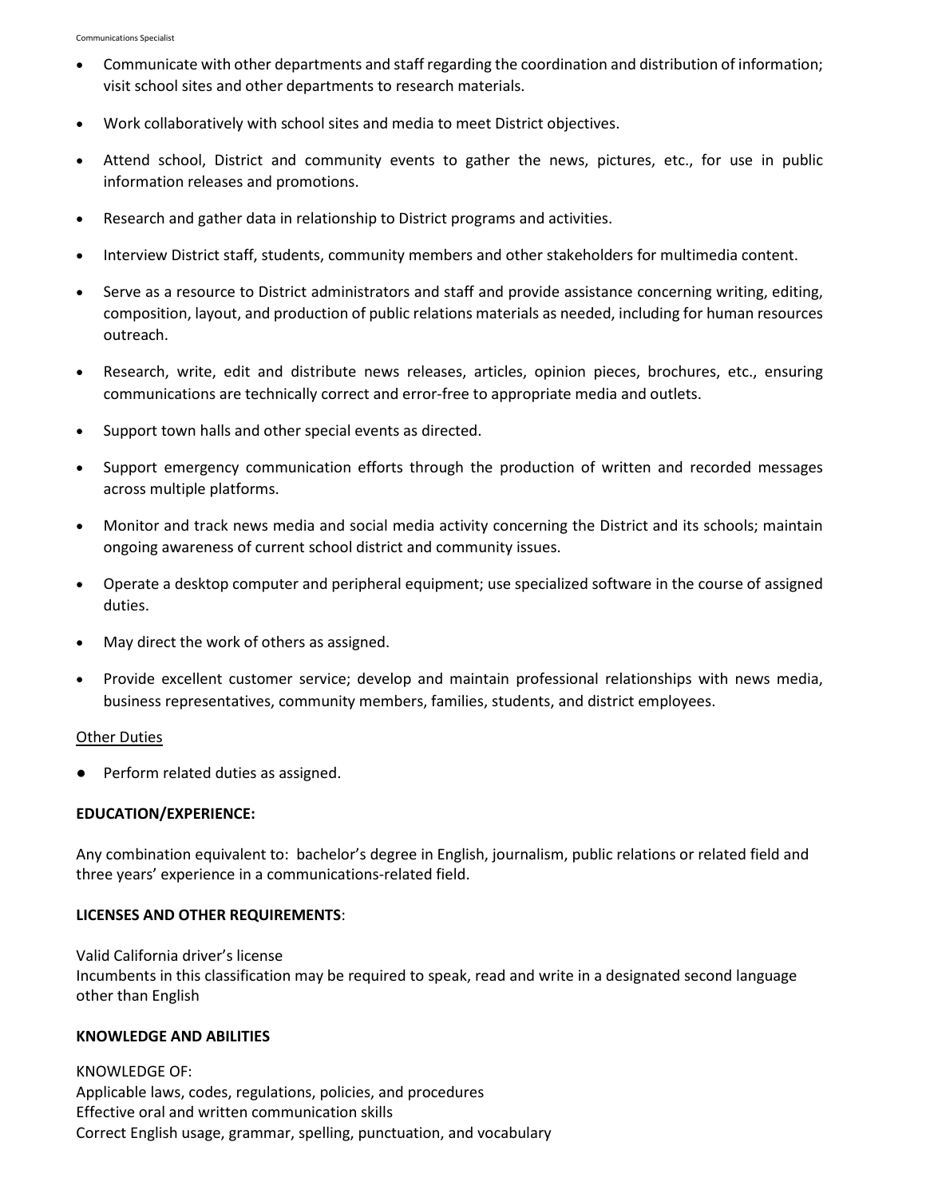- Communicate with other departments and staff regarding the coordination and distribution of information; visit school sites and other departments to research materials.
- Work collaboratively with school sites and media to meet District objectives.
- Attend school, District and community events to gather the news, pictures, etc., for use in public information releases and promotions.
- Research and gather data in relationship to District programs and activities.
- Interview District staff, students, community members and other stakeholders for multimedia content.
- Serve as a resource to District administrators and staff and provide assistance concerning writing, editing, composition, layout, and production of public relations materials as needed, including for human resources outreach.
- Research, write, edit and distribute news releases, articles, opinion pieces, brochures, etc., ensuring communications are technically correct and error-free to appropriate media and outlets.
- Support town halls and other special events as directed.
- Support emergency communication efforts through the production of written and recorded messages across multiple platforms.
- Monitor and track news media and social media activity concerning the District and its schools; maintain ongoing awareness of current school district and community issues.
- Operate a desktop computer and peripheral equipment; use specialized software in the course of assigned duties.
- May direct the work of others as assigned.
- Provide excellent customer service; develop and maintain professional relationships with news media, business representatives, community members, families, students, and district employees.

<u>Other Duties</u>

- Perform related duties as assigned.

**EDUCATION/EXPERIENCE:**

Any combination equivalent to: bachelor's degree in English, journalism, public relations or related field and three years' experience in a communications-related field.

**LICENSES AND OTHER REQUIREMENTS**:

Valid California driver's license
Incumbents in this classification may be required to speak, read and write in a designated second language other than English

**KNOWLEDGE AND ABILITIES**

KNOWLEDGE OF:
Applicable laws, codes, regulations, policies, and procedures
Effective oral and written communication skills
Correct English usage, grammar, spelling, punctuation, and vocabulary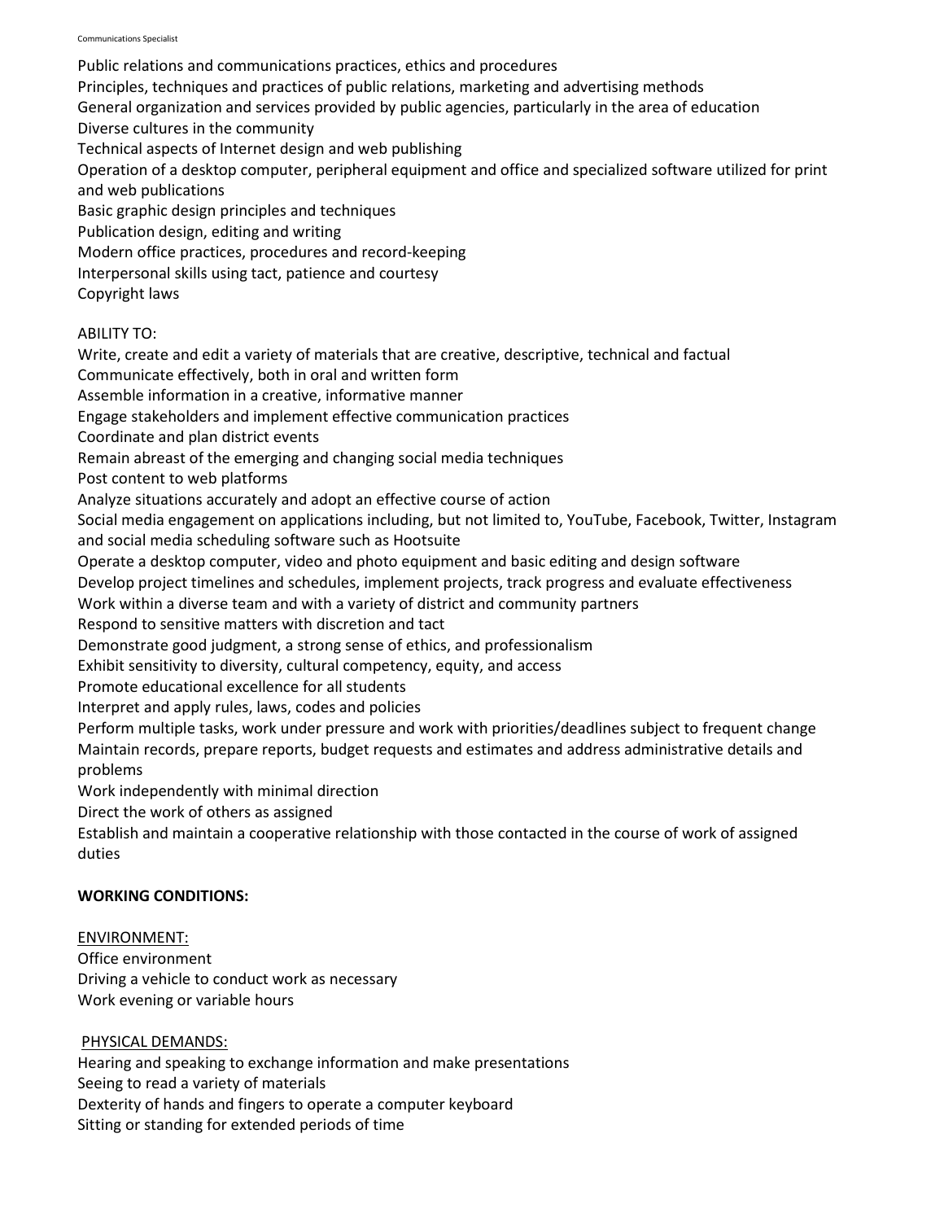Public relations and communications practices, ethics and procedures
Principles, techniques and practices of public relations, marketing and advertising methods
General organization and services provided by public agencies, particularly in the area of education
Diverse cultures in the community
Technical aspects of Internet design and web publishing
Operation of a desktop computer, peripheral equipment and office and specialized software utilized for print and web publications
Basic graphic design principles and techniques
Publication design, editing and writing
Modern office practices, procedures and record-keeping
Interpersonal skills using tact, patience and courtesy
Copyright laws

ABILITY TO:
Write, create and edit a variety of materials that are creative, descriptive, technical and factual
Communicate effectively, both in oral and written form
Assemble information in a creative, informative manner
Engage stakeholders and implement effective communication practices
Coordinate and plan district events
Remain abreast of the emerging and changing social media techniques
Post content to web platforms
Analyze situations accurately and adopt an effective course of action
Social media engagement on applications including, but not limited to, YouTube, Facebook, Twitter, Instagram and social media scheduling software such as Hootsuite
Operate a desktop computer, video and photo equipment and basic editing and design software
Develop project timelines and schedules, implement projects, track progress and evaluate effectiveness
Work within a diverse team and with a variety of district and community partners
Respond to sensitive matters with discretion and tact
Demonstrate good judgment, a strong sense of ethics, and professionalism
Exhibit sensitivity to diversity, cultural competency, equity, and access
Promote educational excellence for all students
Interpret and apply rules, laws, codes and policies
Perform multiple tasks, work under pressure and work with priorities/deadlines subject to frequent change
Maintain records, prepare reports, budget requests and estimates and address administrative details and problems
Work independently with minimal direction
Direct the work of others as assigned
Establish and maintain a cooperative relationship with those contacted in the course of work of assigned duties

**WORKING CONDITIONS:**

ENVIRONMENT:
Office environment
Driving a vehicle to conduct work as necessary
Work evening or variable hours

PHYSICAL DEMANDS:
Hearing and speaking to exchange information and make presentations
Seeing to read a variety of materials
Dexterity of hands and fingers to operate a computer keyboard
Sitting or standing for extended periods of time